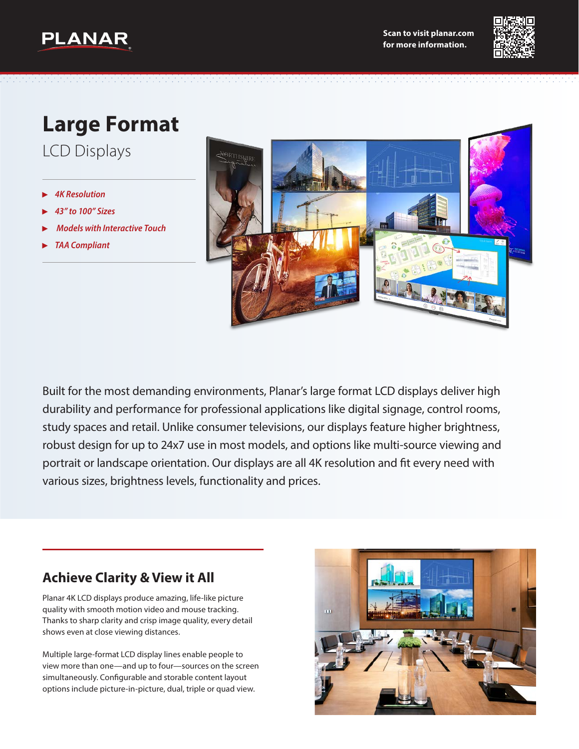PLANAR

Scan to visit planar.com for more information.

# Large Format

## LCD Displays

- *4K Resolution*
- *43" to 100" Sizes*
- *Models with Interactive Touch*
- *TAA Compliant*

Built for the most demanding environments, Planar's large format LCD displays deliver high durability and performance for professional applications like digital signage, control rooms, study spaces and retail. Unlike consumer televisions, our displays feature higher brightness, robust design for up to 24x7 use in most models, and options like multi-source viewing and portrait or landscape orientation. Our displays are all 4K resolution and fit every need with various sizes, brightness levels, functionality and prices.

## Achieve Clarity & View it All

Planar 4K LCD displays produce amazing, life-like picture quality with smooth motion video and mouse tracking. Thanks to sharp clarity and crisp image quality, every detail shows even at close viewing distances.

Multiple large-format LCD display lines enable people to view more than one—and up to four—sources on the screen simultaneously. Configurable and storable content layout options include picture-in-picture, dual, triple or quad view.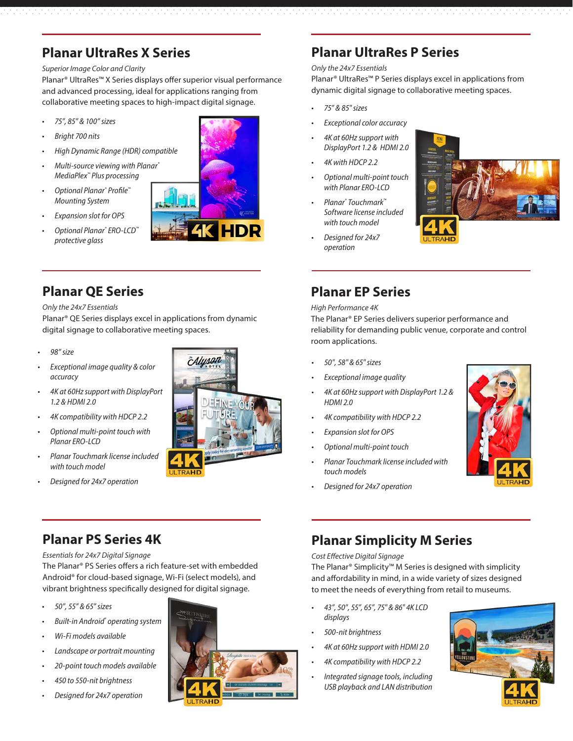## Planar UltraRes X Series

*Superior Image Color and Clarity*

Planar® UltraRes™ X Series displays offer superior visual performance and advanced processing, ideal for applications ranging from collaborative meeting spaces to high-impact digital signage.

- *75", 85" & 100" sizes*
- *Bright 700 nits*
- *High Dynamic Range (HDR) compatible*
- *Multi-source viewing with Planar® MediaPlex™ Plus processing*
- *Optional Planar® Profile™ Mounting System*
- *Expansion slot for OPS*
- *Optional Planar® ERO-LCD™ protective glass*

## Planar UltraRes P Series

*Only the 24x7 Essentials*

Planar® UltraRes™ P Series displays excel in applications from dynamic digital signage to collaborative meeting spaces.

- *75" & 85" sizes*
- *Exceptional color accuracy*
- *4K at 60Hz support with DisplayPort 1.2 & HDMI 2.0*
- *4K with HDCP 2.2*
- *Optional multi-point touch with Planar ERO-LCD*
- *Planar® Touchmark™ Software license included with touch model*
- *Designed for 24x7 operation*

## Planar QE Series

*Only the 24x7 Essentials*

Planar® QE Series displays excel in applications from dynamic digital signage to collaborative meeting spaces.

- *98" size*
- *Exceptional image quality & color accuracy*
- *4K at 60Hz support with DisplayPort 1.2 & HDMI 2.0*
- *4K compatibility with HDCP 2.2*
- *Optional multi-point touch with Planar ERO-LCD*
- *Planar Touchmark license included with touch model*
- *Designed for 24x7 operation*

## Planar EP Series

*High Performance 4K*

The Planar® EP Series delivers superior performance and reliability for demanding public venue, corporate and control room applications.

- *50", 58" & 65" sizes*
- *Exceptional image quality*
- *4K at 60Hz support with DisplayPort 1.2 & HDMI 2.0*
- *4K compatibility with HDCP 2.2*
- *Expansion slot for OPS*
- *Optional multi-point touch*
- *Planar Touchmark license included with touch models*
- *Designed for 24x7 operation*

## Planar PS Series 4K

*Essentials for 24x7 Digital Signage*

The Planar® PS Series offers a rich feature-set with embedded Android® for cloud-based signage, Wi-Fi (select models), and vibrant brightness specifically designed for digital signage.

- *50", 55" & 65" sizes*
- *Built-in Android® operating system*
- *Wi-Fi models available*
- *Landscape or portrait mounting*
- *20-point touch models available*
- *450 to 550-nit brightness*
- *Designed for 24x7 operation*

## Planar Simplicity M Series

*Cost Effective Digital Signage*

The Planar® Simplicity™ M Series is designed with simplicity and affordability in mind, in a wide variety of sizes designed to meet the needs of everything from retail to museums.

- *43", 50", 55", 65", 75" & 86" 4K LCD displays*
- *500-nit brightness*
- *4K at 60Hz support with HDMI 2.0*
- *4K compatibility with HDCP 2.2*
- *Integrated signage tools, including USB playback and LAN distribution*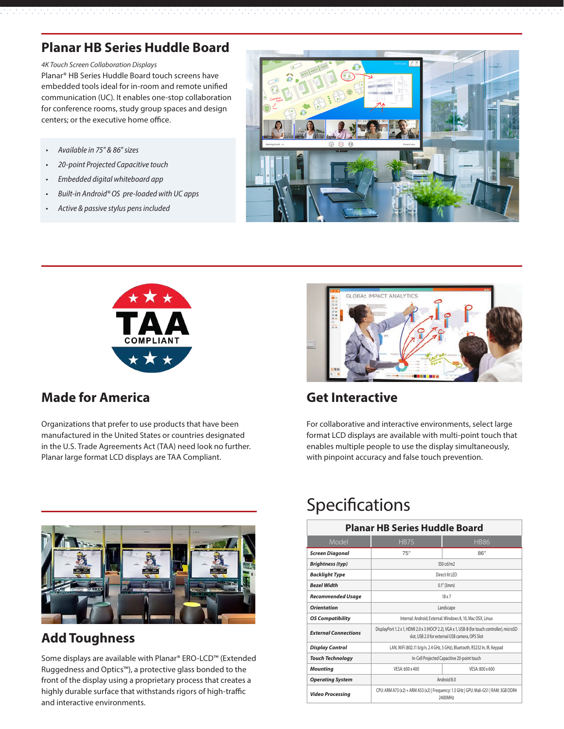## Planar HB Series Huddle Board

*4K Touch Screen Collaboration Displays*

Planar® HB Series Huddle Board touch screens have embedded tools ideal for in-room and remote unified communication (UC). It enables one-stop collaboration for conference rooms, study group spaces and design centers; or the executive home office.

- *Available in 75" & 86" sizes*
- *20-point Projected Capacitive touch*
- *Embedded digital whiteboard app*
- *Built-in Android® OS pre-loaded with UC apps*
- *Active & passive stylus pens included*

## Made for America

Organizations that prefer to use products that have been manufactured in the United States or countries designated in the U.S. Trade Agreements Act (TAA) need look no further. Planar large format LCD displays are TAA Compliant.

## Get Interactive

For collaborative and interactive environments, select large format LCD displays are available with multi-point touch that enables multiple people to use the display simultaneously, with pinpoint accuracy and false touch prevention.

## Add Toughness

Some displays are available with Planar® ERO-LCD™ (Extended Ruggedness and Optics™), a protective glass bonded to the front of the display using a proprietary process that creates a highly durable surface that withstands rigors of high-traffic and interactive environments.

# Specifications

**Planar HB Series Huddle Board**

| Model | HB75 | HB86 |
|---|---|---|
| ***Screen Diagonal*** | 75" | 86" |
| ***Brightness (typ)*** | 350 cd/m2 | |
| ***Backlight Type*** | Direct-lit LED | |
| ***Bezel Width*** | 0.1" (3mm) | |
| ***Recommended Usage*** | 18 x 7 | |
| ***Orientation*** | Landscape | |
| ***OS Compatibility*** | Internal: Android; External: Windows 8, 10, Mac OSX, Linux | |
| ***External Connections*** | DisplayPort 1.2 x 1, HDMI 2.0 x 3 (HDCP 2.2), VGA x 1, USB-B (for touch controller), microSD slot, USB 2.0 for external USB camera, OPS Slot | |
| ***Display Control*** | LAN, WiFi (802.11 b/g/n, 2.4 GHz, 5 GHz), Bluetooth, RS232 In, IR, Keypad | |
| ***Touch Technology*** | In-Cell Projected Capacitive 20-point touch | |
| ***Mounting*** | VESA: 600 x 400 | VESA: 800 x 600 |
| ***Operating System*** | Android 8.0 | |
| ***Video Processing*** | CPU: ARM A73 (x2) + ARM A53 (x2) \| Frequency: 1.5 GHz \| GPU: Mali-G51 \| RAM: 3GB DDR4 2400MHz | |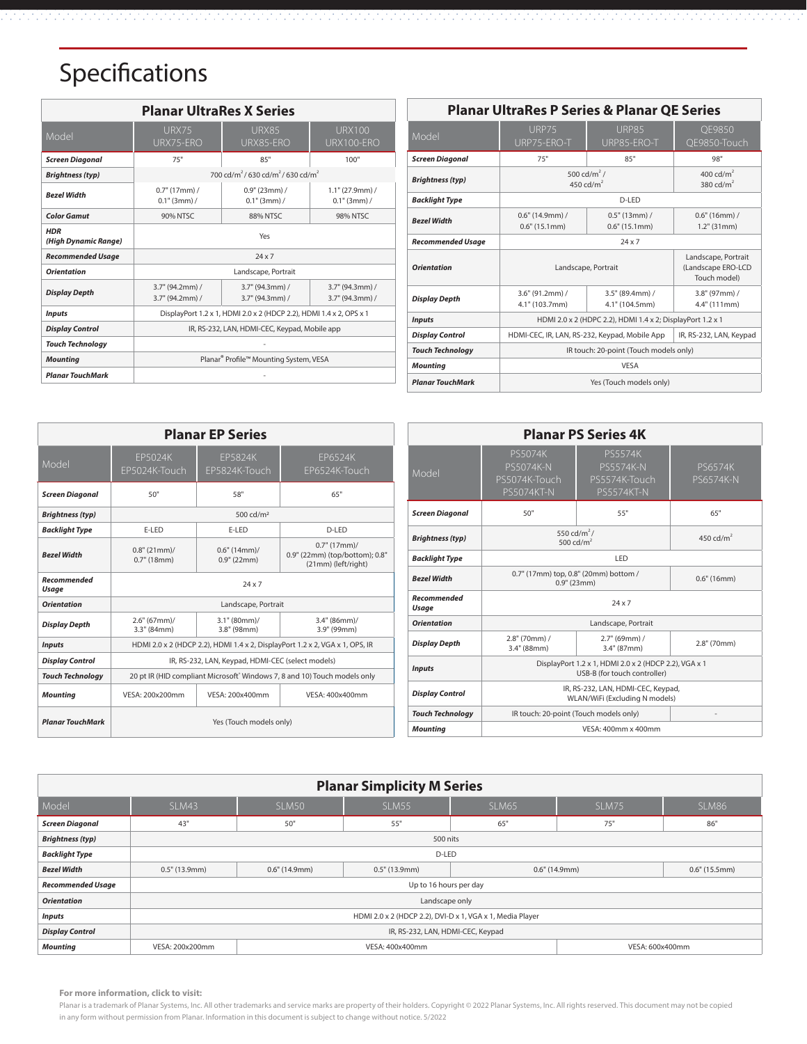# Specifications

## Planar UltraRes X Series

| Model | URX75<br>URX75-ERO | URX85<br>URX85-ERO | URX100<br>URX100-ERO |
|---|---|---|---|
| ***Screen Diagonal*** | 75" | 85" | 100" |
| ***Brightness (typ)*** | 700 cd/m² / 630 cd/m² / 630 cd/m² | | |
| ***Bezel Width*** | 0.7" (17mm) / 0.1" (3mm) / | 0.9" (23mm) / 0.1" (3mm) / | 1.1" (27.9mm) / 0.1" (3mm) / |
| ***Color Gamut*** | 90% NTSC | 88% NTSC | 98% NTSC |
| ***HDR (High Dynamic Range)*** | Yes | | |
| ***Recommended Usage*** | 24 x 7 | | |
| ***Orientation*** | Landscape, Portrait | | |
| ***Display Depth*** | 3.7" (94.2mm) / 3.7" (94.2mm) / | 3.7" (94.3mm) / 3.7" (94.3mm) / | 3.7" (94.3mm) / 3.7" (94.3mm) / |
| ***Inputs*** | DisplayPort 1.2 x 1, HDMI 2.0 x 2 (HDCP 2.2), HDMI 1.4 x 2, OPS x 1 | | |
| ***Display Control*** | IR, RS-232, LAN, HDMI-CEC, Keypad, Mobile app | | |
| ***Touch Technology*** | - | | |
| ***Mounting*** | Planar® Profile™ Mounting System, VESA | | |
| ***Planar TouchMark*** | - | | |

## Planar UltraRes P Series & Planar QE Series

| Model | URP75<br>URP75-ERO-T | URP85<br>URP85-ERO-T | QE9850<br>QE9850-Touch |
|---|---|---|---|
| ***Screen Diagonal*** | 75" | 85" | 98" |
| ***Brightness (typ)*** | 500 cd/m² / 450 cd/m² | | 400 cd/m² 380 cd/m² |
| ***Backlight Type*** | D-LED | | |
| ***Bezel Width*** | 0.6" (14.9mm) / 0.6" (15.1mm) | 0.5" (13mm) / 0.6" (15.1mm) | 0.6" (16mm) / 1.2" (31mm) |
| ***Recommended Usage*** | 24 x 7 | | |
| ***Orientation*** | Landscape, Portrait | | Landscape, Portrait (Landscape ERO-LCD Touch model) |
| ***Display Depth*** | 3.6" (91.2mm) / 4.1" (103.7mm) | 3.5" (89.4mm) / 4.1" (104.5mm) | 3.8" (97mm) / 4.4" (111mm) |
| ***Inputs*** | HDMI 2.0 x 2 (HDPC 2.2), HDMI 1.4 x 2; DisplayPort 1.2 x 1 | | |
| ***Display Control*** | HDMI-CEC, IR, LAN, RS-232, Keypad, Mobile App | | IR, RS-232, LAN, Keypad |
| ***Touch Technology*** | IR touch: 20-point (Touch models only) | | |
| ***Mounting*** | VESA | | |
| ***Planar TouchMark*** | Yes (Touch models only) | | |

## Planar EP Series

| Model | EP5024K<br>EP5024K-Touch | EP5824K<br>EP5824K-Touch | EP6524K<br>EP6524K-Touch |
|---|---|---|---|
| ***Screen Diagonal*** | 50" | 58" | 65" |
| ***Brightness (typ)*** | 500 cd/m² | | |
| ***Backlight Type*** | E-LED | E-LED | D-LED |
| ***Bezel Width*** | 0.8" (21mm)/ 0.7" (18mm) | 0.6" (14mm)/ 0.9" (22mm) | 0.7" (17mm)/ 0.9" (22mm) (top/bottom); 0.8" (21mm) (left/right) |
| ***Recommended Usage*** | 24 x 7 | | |
| ***Orientation*** | Landscape, Portrait | | |
| ***Display Depth*** | 2.6" (67mm)/ 3.3" (84mm) | 3.1" (80mm)/ 3.8" (98mm) | 3.4" (86mm)/ 3.9" (99mm) |
| ***Inputs*** | HDMI 2.0 x 2 (HDCP 2.2), HDMI 1.4 x 2, DisplayPort 1.2 x 2, VGA x 1, OPS, IR | | |
| ***Display Control*** | IR, RS-232, LAN, Keypad, HDMI-CEC (select models) | | |
| ***Touch Technology*** | 20 pt IR (HID compliant Microsoft® Windows 7, 8 and 10) Touch models only | | |
| ***Mounting*** | VESA: 200x200mm | VESA: 200x400mm | VESA: 400x400mm |
| ***Planar TouchMark*** | Yes (Touch models only) | | |

## Planar PS Series 4K

| Model | PS5074K<br>PS5074K-N<br>PS5074K-Touch<br>PS5074KT-N | PS5574K<br>PS5574K-N<br>PS5574K-Touch<br>PS5574KT-N | PS6574K<br>PS6574K-N |
|---|---|---|---|
| ***Screen Diagonal*** | 50" | 55" | 65" |
| ***Brightness (typ)*** | 550 cd/m² / 500 cd/m² | | 450 cd/m² |
| ***Backlight Type*** | LED | | |
| ***Bezel Width*** | 0.7" (17mm) top, 0.8" (20mm) bottom / 0.9" (23mm) | | 0.6" (16mm) |
| ***Recommended Usage*** | 24 x 7 | | |
| ***Orientation*** | Landscape, Portrait | | |
| ***Display Depth*** | 2.8" (70mm) / 3.4" (88mm) | 2.7" (69mm) / 3.4" (87mm) | 2.8" (70mm) |
| ***Inputs*** | DisplayPort 1.2 x 1, HDMI 2.0 x 2 (HDCP 2.2), VGA x 1 USB-B (for touch controller) | | |
| ***Display Control*** | IR, RS-232, LAN, HDMI-CEC, Keypad, WLAN/WiFi (Excluding N models) | | |
| ***Touch Technology*** | IR touch: 20-point (Touch models only) | | - |
| ***Mounting*** | VESA: 400mm x 400mm | | |

## Planar Simplicity M Series

| Model | SLM43 | SLM50 | SLM55 | SLM65 | SLM75 | SLM86 |
|---|---|---|---|---|---|---|
| ***Screen Diagonal*** | 43" | 50" | 55" | 65" | 75" | 86" |
| ***Brightness (typ)*** | 500 nits | | | | | |
| ***Backlight Type*** | D-LED | | | | | |
| ***Bezel Width*** | 0.5" (13.9mm) | 0.6" (14.9mm) | 0.5" (13.9mm) | 0.6" (14.9mm) | | 0.6" (15.5mm) |
| ***Recommended Usage*** | Up to 16 hours per day | | | | | |
| ***Orientation*** | Landscape only | | | | | |
| ***Inputs*** | HDMI 2.0 x 2 (HDCP 2.2), DVI-D x 1, VGA x 1, Media Player | | | | | |
| ***Display Control*** | IR, RS-232, LAN, HDMI-CEC, Keypad | | | | | |
| ***Mounting*** | VESA: 200x200mm | VESA: 400x400mm | | | VESA: 600x400mm | |

**For more information, click to visit:**

Planar is a trademark of Planar Systems, Inc. All other trademarks and service marks are property of their holders. Copyright © 2022 Planar Systems, Inc. All rights reserved. This document may not be copied in any form without permission from Planar. Information in this document is subject to change without notice. 5/2022